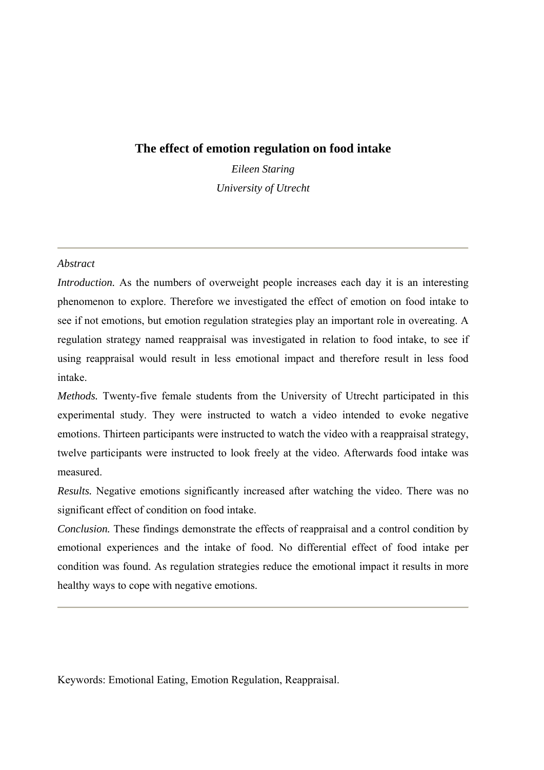# The effect of emotion regulation on food intake

*Eileen Staring*

*University of Utrecht*

---

*Abstract*

*Introduction.* As the numbers of overweight people increases each day it is an interesting phenomenon to explore. Therefore we investigated the effect of emotion on food intake to see if not emotions, but emotion regulation strategies play an important role in overeating. A regulation strategy named reappraisal was investigated in relation to food intake, to see if using reappraisal would result in less emotional impact and therefore result in less food intake.

*Methods.* Twenty-five female students from the University of Utrecht participated in this experimental study. They were instructed to watch a video intended to evoke negative emotions. Thirteen participants were instructed to watch the video with a reappraisal strategy, twelve participants were instructed to look freely at the video. Afterwards food intake was measured.

*Results.* Negative emotions significantly increased after watching the video. There was no significant effect of condition on food intake.

*Conclusion.* These findings demonstrate the effects of reappraisal and a control condition by emotional experiences and the intake of food. No differential effect of food intake per condition was found. As regulation strategies reduce the emotional impact it results in more healthy ways to cope with negative emotions.

---

Keywords: Emotional Eating, Emotion Regulation, Reappraisal.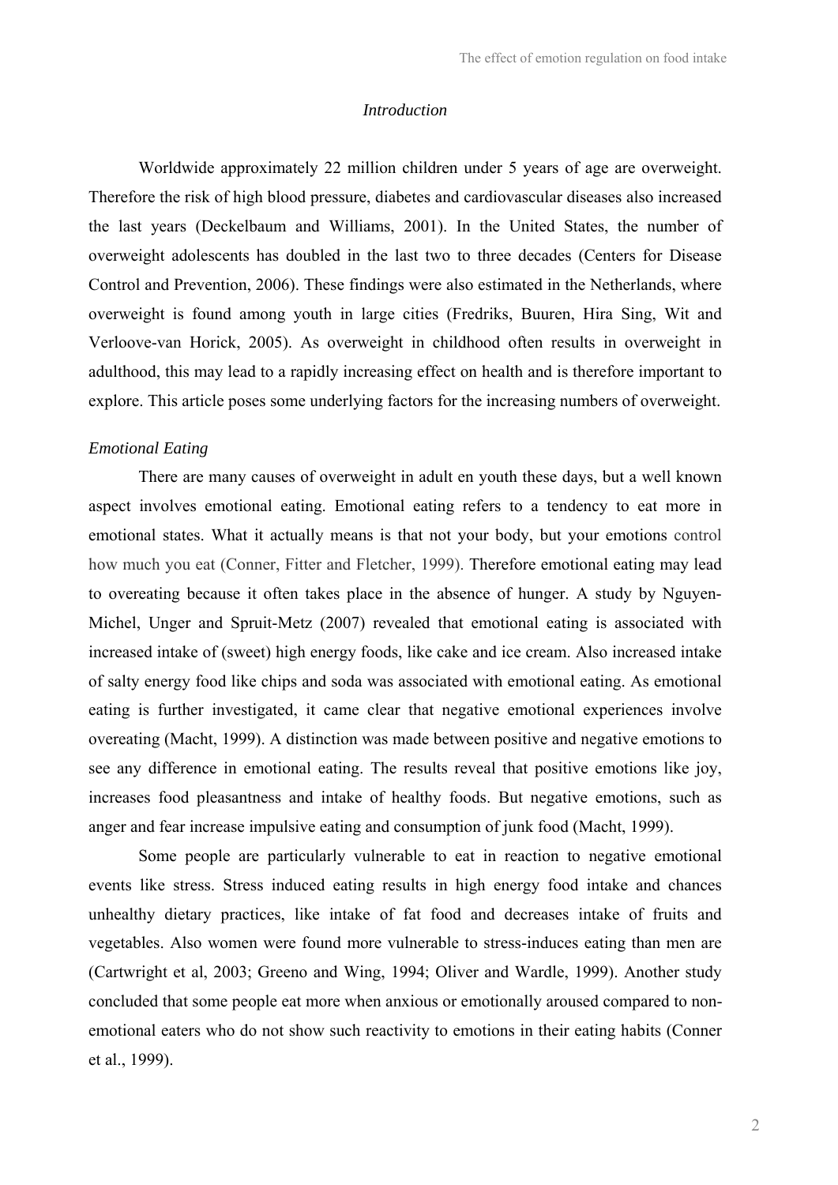## *Introduction*

Worldwide approximately 22 million children under 5 years of age are overweight. Therefore the risk of high blood pressure, diabetes and cardiovascular diseases also increased the last years (Deckelbaum and Williams, 2001). In the United States, the number of overweight adolescents has doubled in the last two to three decades (Centers for Disease Control and Prevention, 2006). These findings were also estimated in the Netherlands, where overweight is found among youth in large cities (Fredriks, Buuren, Hira Sing, Wit and Verloove-van Horick, 2005). As overweight in childhood often results in overweight in adulthood, this may lead to a rapidly increasing effect on health and is therefore important to explore. This article poses some underlying factors for the increasing numbers of overweight.

### *Emotional Eating*

There are many causes of overweight in adult en youth these days, but a well known aspect involves emotional eating. Emotional eating refers to a tendency to eat more in emotional states. What it actually means is that not your body, but your emotions control how much you eat (Conner, Fitter and Fletcher, 1999). Therefore emotional eating may lead to overeating because it often takes place in the absence of hunger. A study by Nguyen-Michel, Unger and Spruit-Metz (2007) revealed that emotional eating is associated with increased intake of (sweet) high energy foods, like cake and ice cream. Also increased intake of salty energy food like chips and soda was associated with emotional eating. As emotional eating is further investigated, it came clear that negative emotional experiences involve overeating (Macht, 1999). A distinction was made between positive and negative emotions to see any difference in emotional eating. The results reveal that positive emotions like joy, increases food pleasantness and intake of healthy foods. But negative emotions, such as anger and fear increase impulsive eating and consumption of junk food (Macht, 1999).

Some people are particularly vulnerable to eat in reaction to negative emotional events like stress. Stress induced eating results in high energy food intake and chances unhealthy dietary practices, like intake of fat food and decreases intake of fruits and vegetables. Also women were found more vulnerable to stress-induces eating than men are (Cartwright et al, 2003; Greeno and Wing, 1994; Oliver and Wardle, 1999). Another study concluded that some people eat more when anxious or emotionally aroused compared to non-emotional eaters who do not show such reactivity to emotions in their eating habits (Conner et al., 1999).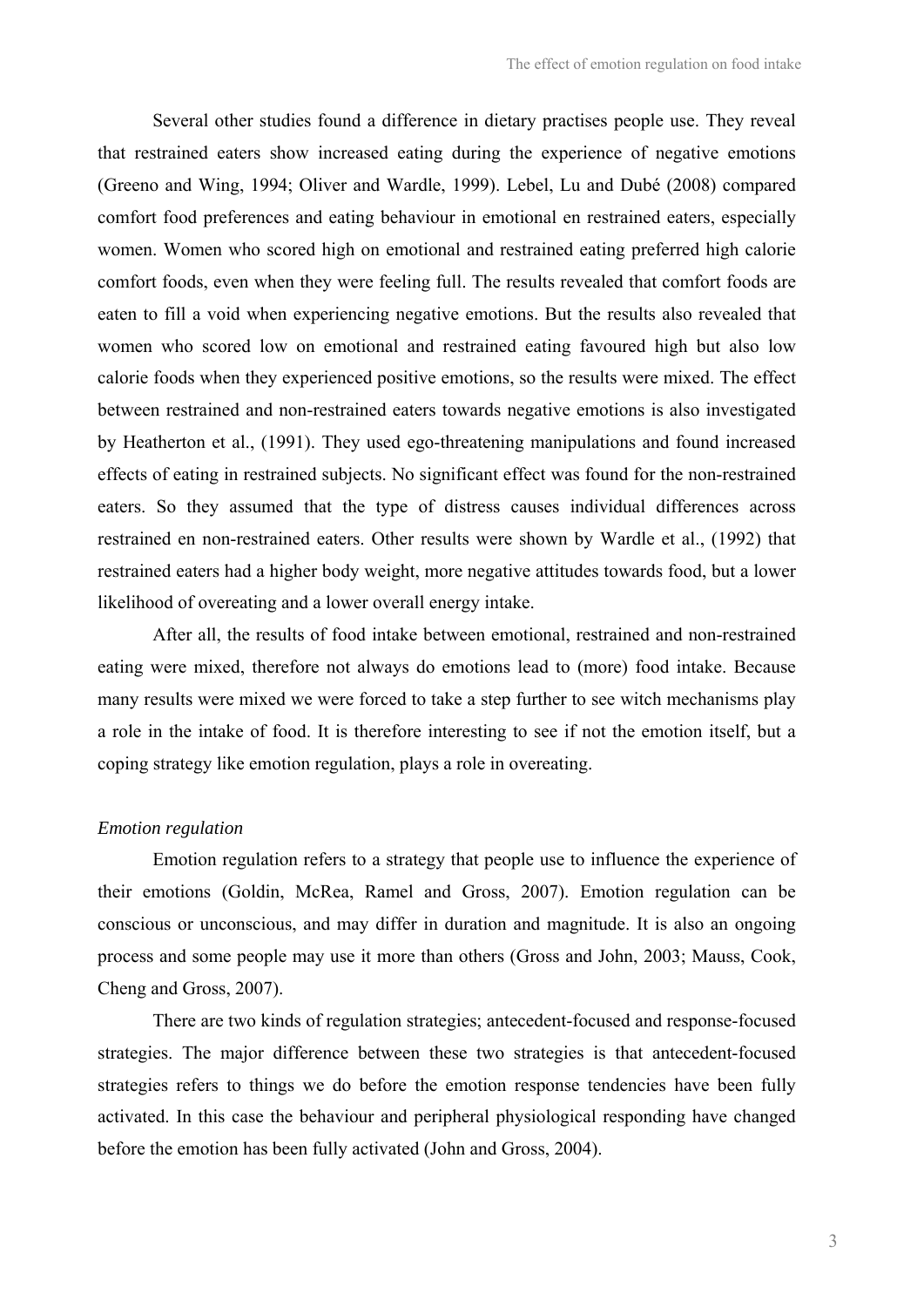Several other studies found a difference in dietary practises people use. They reveal that restrained eaters show increased eating during the experience of negative emotions (Greeno and Wing, 1994; Oliver and Wardle, 1999). Lebel, Lu and Dubé (2008) compared comfort food preferences and eating behaviour in emotional en restrained eaters, especially women. Women who scored high on emotional and restrained eating preferred high calorie comfort foods, even when they were feeling full. The results revealed that comfort foods are eaten to fill a void when experiencing negative emotions. But the results also revealed that women who scored low on emotional and restrained eating favoured high but also low calorie foods when they experienced positive emotions, so the results were mixed. The effect between restrained and non-restrained eaters towards negative emotions is also investigated by Heatherton et al., (1991). They used ego-threatening manipulations and found increased effects of eating in restrained subjects. No significant effect was found for the non-restrained eaters. So they assumed that the type of distress causes individual differences across restrained en non-restrained eaters. Other results were shown by Wardle et al., (1992) that restrained eaters had a higher body weight, more negative attitudes towards food, but a lower likelihood of overeating and a lower overall energy intake.

After all, the results of food intake between emotional, restrained and non-restrained eating were mixed, therefore not always do emotions lead to (more) food intake. Because many results were mixed we were forced to take a step further to see witch mechanisms play a role in the intake of food. It is therefore interesting to see if not the emotion itself, but a coping strategy like emotion regulation, plays a role in overeating.

*Emotion regulation*

Emotion regulation refers to a strategy that people use to influence the experience of their emotions (Goldin, McRea, Ramel and Gross, 2007). Emotion regulation can be conscious or unconscious, and may differ in duration and magnitude. It is also an ongoing process and some people may use it more than others (Gross and John, 2003; Mauss, Cook, Cheng and Gross, 2007).

There are two kinds of regulation strategies; antecedent-focused and response-focused strategies. The major difference between these two strategies is that antecedent-focused strategies refers to things we do before the emotion response tendencies have been fully activated. In this case the behaviour and peripheral physiological responding have changed before the emotion has been fully activated (John and Gross, 2004).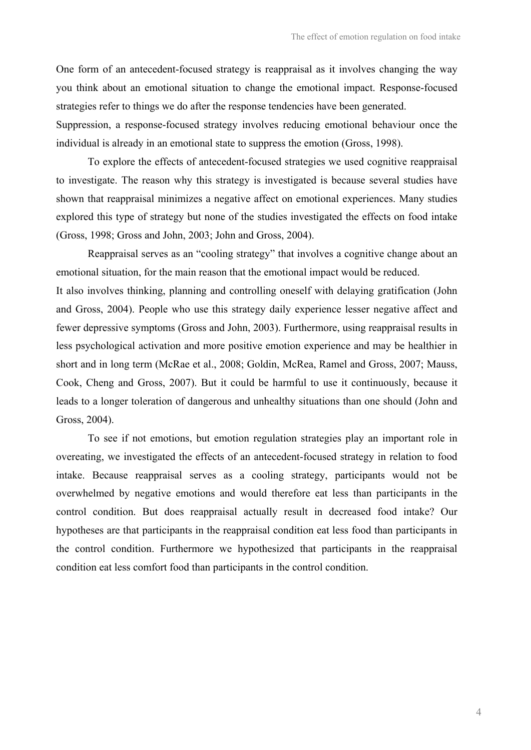One form of an antecedent-focused strategy is reappraisal as it involves changing the way you think about an emotional situation to change the emotional impact. Response-focused strategies refer to things we do after the response tendencies have been generated.
Suppression, a response-focused strategy involves reducing emotional behaviour once the individual is already in an emotional state to suppress the emotion (Gross, 1998).

To explore the effects of antecedent-focused strategies we used cognitive reappraisal to investigate. The reason why this strategy is investigated is because several studies have shown that reappraisal minimizes a negative affect on emotional experiences. Many studies explored this type of strategy but none of the studies investigated the effects on food intake (Gross, 1998; Gross and John, 2003; John and Gross, 2004).

Reappraisal serves as an "cooling strategy" that involves a cognitive change about an emotional situation, for the main reason that the emotional impact would be reduced.
It also involves thinking, planning and controlling oneself with delaying gratification (John and Gross, 2004). People who use this strategy daily experience lesser negative affect and fewer depressive symptoms (Gross and John, 2003). Furthermore, using reappraisal results in less psychological activation and more positive emotion experience and may be healthier in short and in long term (McRae et al., 2008; Goldin, McRea, Ramel and Gross, 2007; Mauss, Cook, Cheng and Gross, 2007). But it could be harmful to use it continuously, because it leads to a longer toleration of dangerous and unhealthy situations than one should (John and Gross, 2004).

To see if not emotions, but emotion regulation strategies play an important role in overeating, we investigated the effects of an antecedent-focused strategy in relation to food intake. Because reappraisal serves as a cooling strategy, participants would not be overwhelmed by negative emotions and would therefore eat less than participants in the control condition. But does reappraisal actually result in decreased food intake? Our hypotheses are that participants in the reappraisal condition eat less food than participants in the control condition. Furthermore we hypothesized that participants in the reappraisal condition eat less comfort food than participants in the control condition.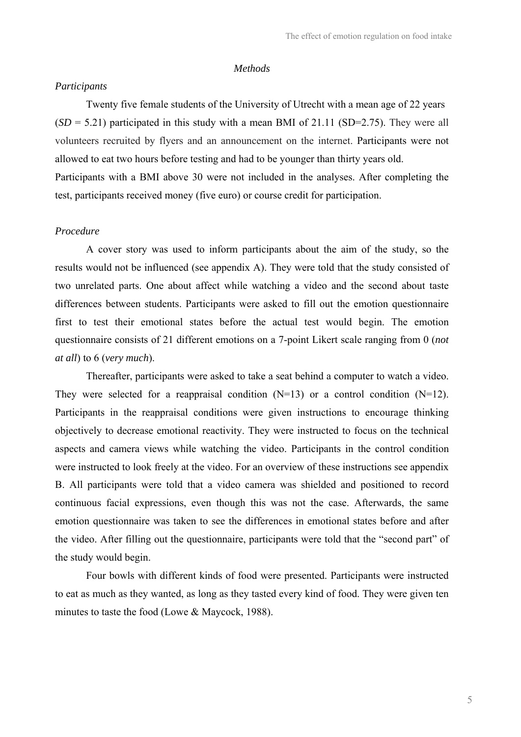## *Methods*

### *Participants*

Twenty five female students of the University of Utrecht with a mean age of 22 years (*SD* = 5.21) participated in this study with a mean BMI of 21.11 (SD=2.75). They were all volunteers recruited by flyers and an announcement on the internet. Participants were not allowed to eat two hours before testing and had to be younger than thirty years old. Participants with a BMI above 30 were not included in the analyses. After completing the test, participants received money (five euro) or course credit for participation.

### *Procedure*

A cover story was used to inform participants about the aim of the study, so the results would not be influenced (see appendix A). They were told that the study consisted of two unrelated parts. One about affect while watching a video and the second about taste differences between students. Participants were asked to fill out the emotion questionnaire first to test their emotional states before the actual test would begin. The emotion questionnaire consists of 21 different emotions on a 7-point Likert scale ranging from 0 (*not at all*) to 6 (*very much*).

Thereafter, participants were asked to take a seat behind a computer to watch a video. They were selected for a reappraisal condition (N=13) or a control condition (N=12). Participants in the reappraisal conditions were given instructions to encourage thinking objectively to decrease emotional reactivity. They were instructed to focus on the technical aspects and camera views while watching the video. Participants in the control condition were instructed to look freely at the video. For an overview of these instructions see appendix B. All participants were told that a video camera was shielded and positioned to record continuous facial expressions, even though this was not the case. Afterwards, the same emotion questionnaire was taken to see the differences in emotional states before and after the video. After filling out the questionnaire, participants were told that the "second part" of the study would begin.

Four bowls with different kinds of food were presented. Participants were instructed to eat as much as they wanted, as long as they tasted every kind of food. They were given ten minutes to taste the food (Lowe & Maycock, 1988).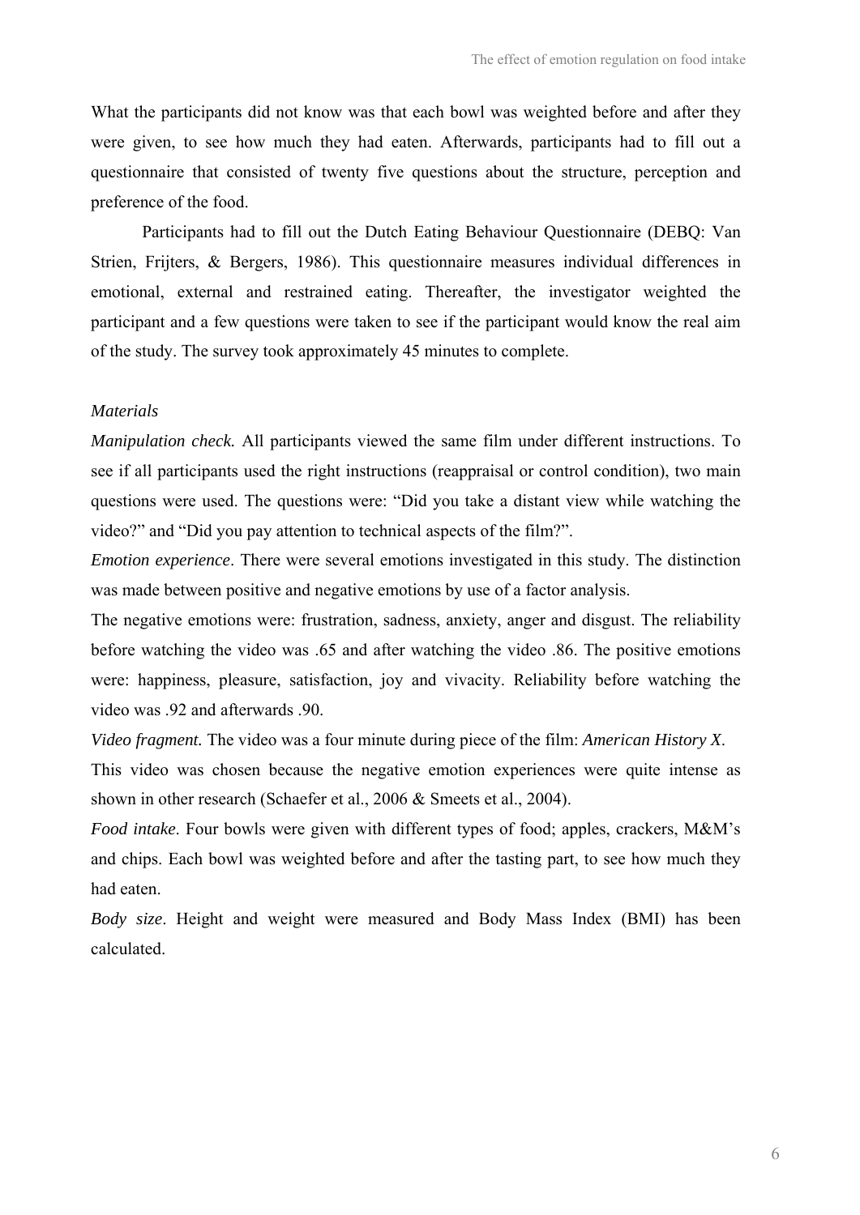What the participants did not know was that each bowl was weighted before and after they were given, to see how much they had eaten. Afterwards, participants had to fill out a questionnaire that consisted of twenty five questions about the structure, perception and preference of the food.

Participants had to fill out the Dutch Eating Behaviour Questionnaire (DEBQ: Van Strien, Frijters, & Bergers, 1986). This questionnaire measures individual differences in emotional, external and restrained eating. Thereafter, the investigator weighted the participant and a few questions were taken to see if the participant would know the real aim of the study. The survey took approximately 45 minutes to complete.

*Materials*

*Manipulation check.* All participants viewed the same film under different instructions. To see if all participants used the right instructions (reappraisal or control condition), two main questions were used. The questions were: "Did you take a distant view while watching the video?" and "Did you pay attention to technical aspects of the film?".

*Emotion experience*. There were several emotions investigated in this study. The distinction was made between positive and negative emotions by use of a factor analysis.

The negative emotions were: frustration, sadness, anxiety, anger and disgust. The reliability before watching the video was .65 and after watching the video .86. The positive emotions were: happiness, pleasure, satisfaction, joy and vivacity. Reliability before watching the video was .92 and afterwards .90.

*Video fragment.* The video was a four minute during piece of the film: *American History X*. This video was chosen because the negative emotion experiences were quite intense as shown in other research (Schaefer et al., 2006 & Smeets et al., 2004).

*Food intake*. Four bowls were given with different types of food; apples, crackers, M&M's and chips. Each bowl was weighted before and after the tasting part, to see how much they had eaten.

*Body size*. Height and weight were measured and Body Mass Index (BMI) has been calculated.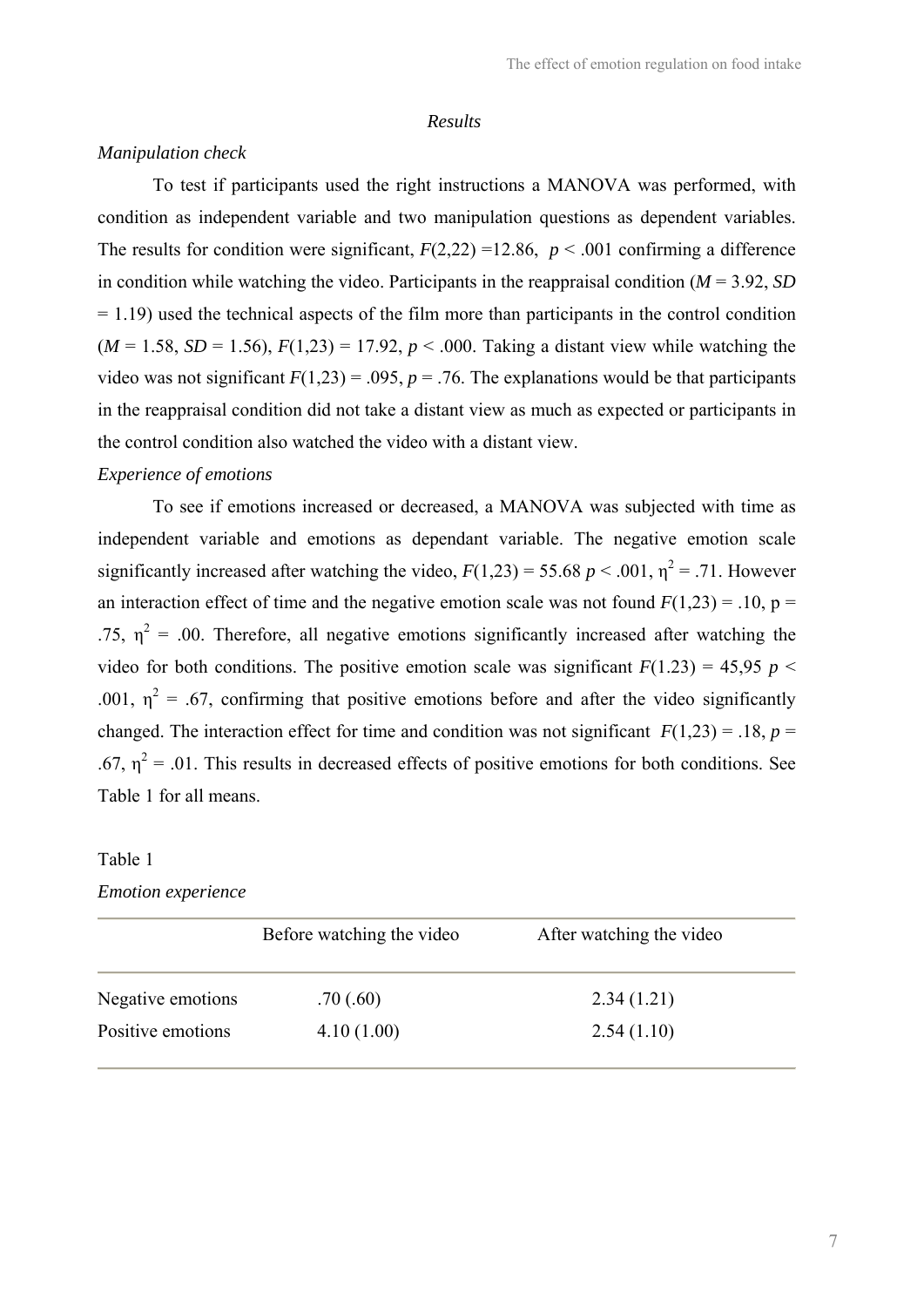*Results*

*Manipulation check*

To test if participants used the right instructions a MANOVA was performed, with condition as independent variable and two manipulation questions as dependent variables. The results for condition were significant, $F(2,22)$ =12.86, $p < .001$ confirming a difference in condition while watching the video. Participants in the reappraisal condition ($M$ = 3.92, $SD$ = 1.19) used the technical aspects of the film more than participants in the control condition ($M$ = 1.58, $SD$ = 1.56), $F(1,23)$ = 17.92, $p < .000$. Taking a distant view while watching the video was not significant $F(1,23)$ = .095, $p$ = .76. The explanations would be that participants in the reappraisal condition did not take a distant view as much as expected or participants in the control condition also watched the video with a distant view.

*Experience of emotions*

To see if emotions increased or decreased, a MANOVA was subjected with time as independent variable and emotions as dependant variable. The negative emotion scale significantly increased after watching the video, $F(1,23)$ = 55.68 $p < .001$, $\eta^2 = .71$. However an interaction effect of time and the negative emotion scale was not found $F(1,23)$ = .10, p = .75, $\eta^2 = .00$. Therefore, all negative emotions significantly increased after watching the video for both conditions. The positive emotion scale was significant $F(1.23)$ = 45,95 $p < .001$, $\eta^2 = .67$, confirming that positive emotions before and after the video significantly changed. The interaction effect for time and condition was not significant $F(1,23)$ = .18, $p$ = .67, $\eta^2 = .01$. This results in decreased effects of positive emotions for both conditions. See Table 1 for all means.

Table 1

*Emotion experience*

| | Before watching the video | After watching the video |
|---|---|---|
| Negative emotions | .70 (.60) | 2.34 (1.21) |
| Positive emotions | 4.10 (1.00) | 2.54 (1.10) |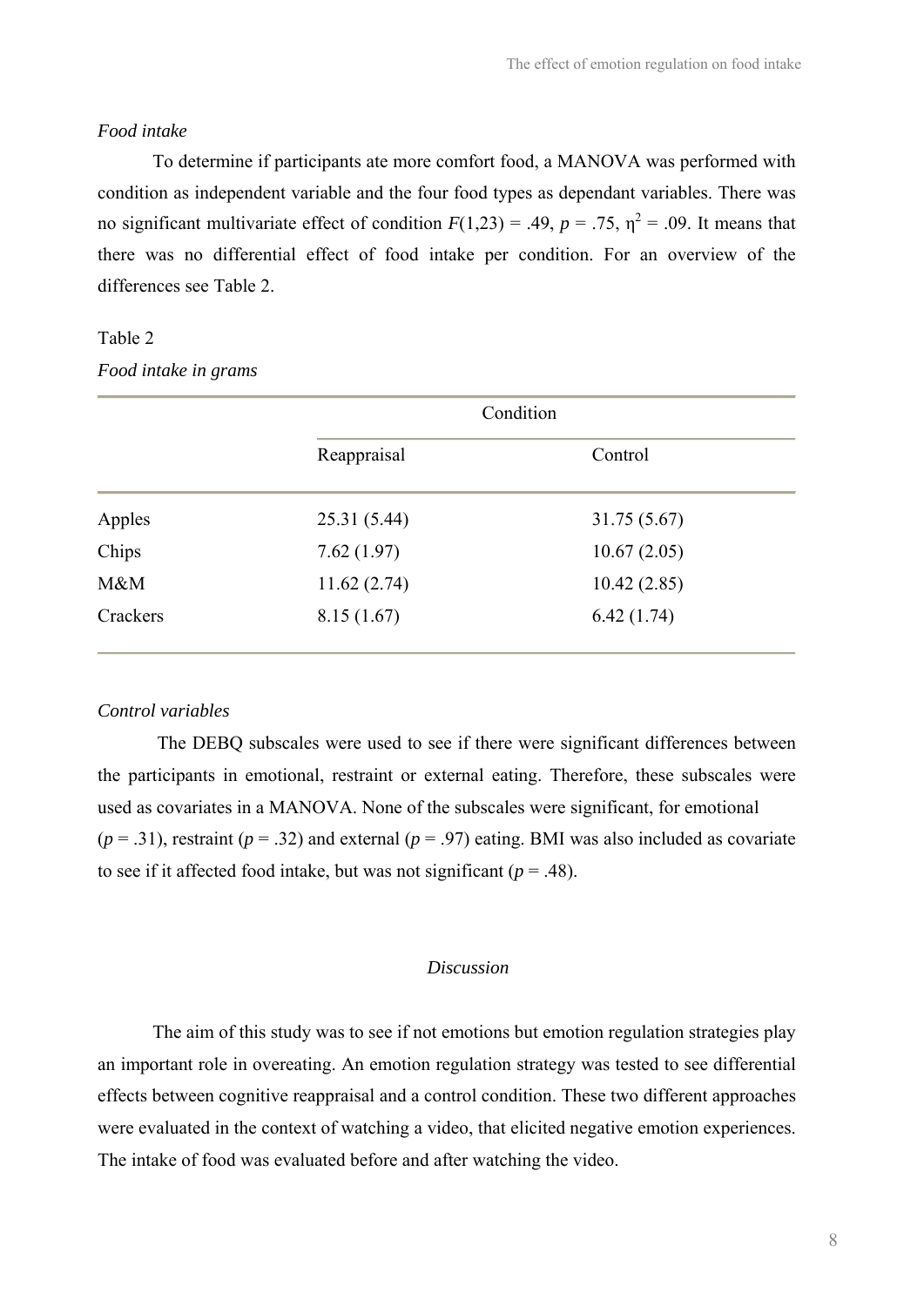*Food intake*

To determine if participants ate more comfort food, a MANOVA was performed with condition as independent variable and the four food types as dependant variables. There was no significant multivariate effect of condition $F(1,23) = .49$, $p = .75$, $\eta^2 = .09$. It means that there was no differential effect of food intake per condition. For an overview of the differences see Table 2.

Table 2

*Food intake in grams*

| | Condition | |
|---|---|---|
| | Reappraisal | Control |
| Apples | 25.31 (5.44) | 31.75 (5.67) |
| Chips | 7.62 (1.97) | 10.67 (2.05) |
| M&M | 11.62 (2.74) | 10.42 (2.85) |
| Crackers | 8.15 (1.67) | 6.42 (1.74) |

*Control variables*

The DEBQ subscales were used to see if there were significant differences between the participants in emotional, restraint or external eating. Therefore, these subscales were used as covariates in a MANOVA. None of the subscales were significant, for emotional ($p = .31$), restraint ($p = .32$) and external ($p = .97$) eating. BMI was also included as covariate to see if it affected food intake, but was not significant ($p = .48$).

## *Discussion*

The aim of this study was to see if not emotions but emotion regulation strategies play an important role in overeating. An emotion regulation strategy was tested to see differential effects between cognitive reappraisal and a control condition. These two different approaches were evaluated in the context of watching a video, that elicited negative emotion experiences. The intake of food was evaluated before and after watching the video.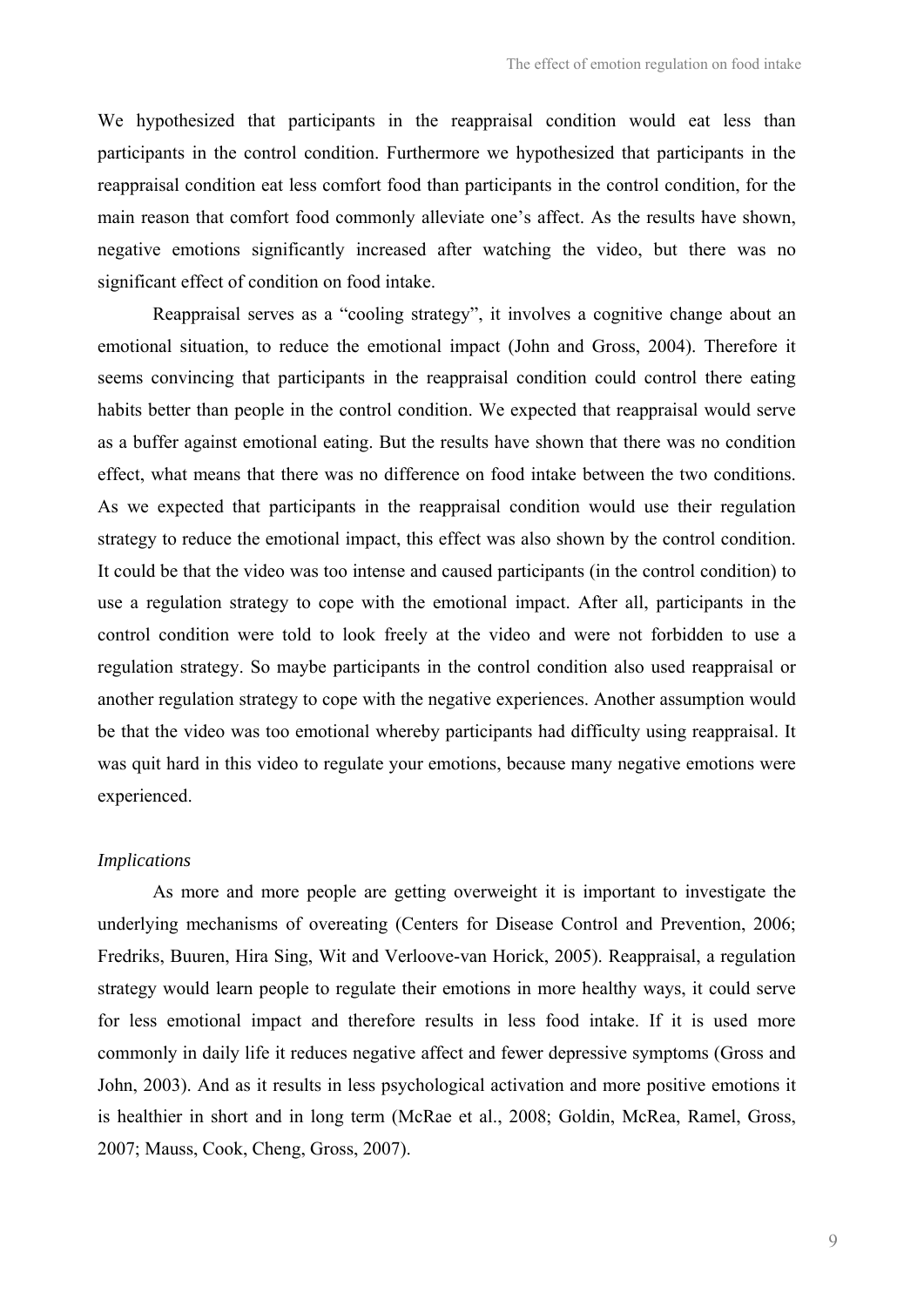We hypothesized that participants in the reappraisal condition would eat less than participants in the control condition. Furthermore we hypothesized that participants in the reappraisal condition eat less comfort food than participants in the control condition, for the main reason that comfort food commonly alleviate one's affect. As the results have shown, negative emotions significantly increased after watching the video, but there was no significant effect of condition on food intake.

Reappraisal serves as a "cooling strategy", it involves a cognitive change about an emotional situation, to reduce the emotional impact (John and Gross, 2004). Therefore it seems convincing that participants in the reappraisal condition could control there eating habits better than people in the control condition. We expected that reappraisal would serve as a buffer against emotional eating. But the results have shown that there was no condition effect, what means that there was no difference on food intake between the two conditions. As we expected that participants in the reappraisal condition would use their regulation strategy to reduce the emotional impact, this effect was also shown by the control condition. It could be that the video was too intense and caused participants (in the control condition) to use a regulation strategy to cope with the emotional impact. After all, participants in the control condition were told to look freely at the video and were not forbidden to use a regulation strategy. So maybe participants in the control condition also used reappraisal or another regulation strategy to cope with the negative experiences. Another assumption would be that the video was too emotional whereby participants had difficulty using reappraisal. It was quit hard in this video to regulate your emotions, because many negative emotions were experienced.

*Implications*

As more and more people are getting overweight it is important to investigate the underlying mechanisms of overeating (Centers for Disease Control and Prevention, 2006; Fredriks, Buuren, Hira Sing, Wit and Verloove-van Horick, 2005). Reappraisal, a regulation strategy would learn people to regulate their emotions in more healthy ways, it could serve for less emotional impact and therefore results in less food intake. If it is used more commonly in daily life it reduces negative affect and fewer depressive symptoms (Gross and John, 2003). And as it results in less psychological activation and more positive emotions it is healthier in short and in long term (McRae et al., 2008; Goldin, McRea, Ramel, Gross, 2007; Mauss, Cook, Cheng, Gross, 2007).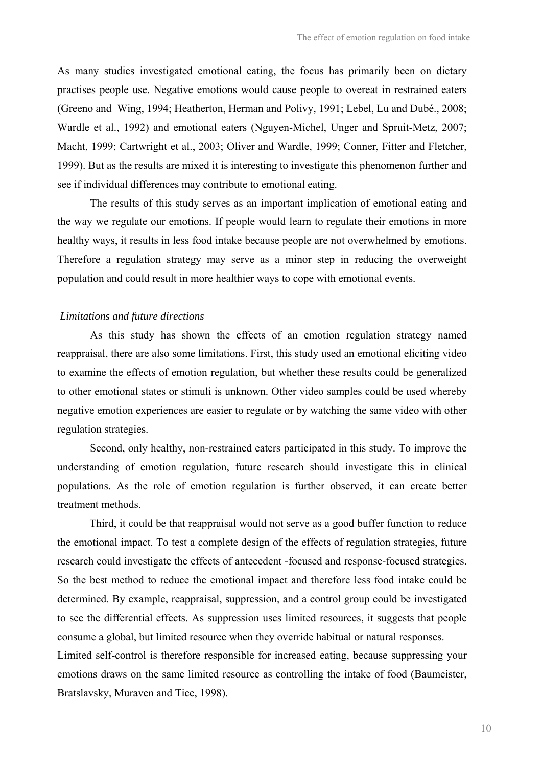As many studies investigated emotional eating, the focus has primarily been on dietary practises people use. Negative emotions would cause people to overeat in restrained eaters (Greeno and Wing, 1994; Heatherton, Herman and Polivy, 1991; Lebel, Lu and Dubé., 2008; Wardle et al., 1992) and emotional eaters (Nguyen-Michel, Unger and Spruit-Metz, 2007; Macht, 1999; Cartwright et al., 2003; Oliver and Wardle, 1999; Conner, Fitter and Fletcher, 1999). But as the results are mixed it is interesting to investigate this phenomenon further and see if individual differences may contribute to emotional eating.

The results of this study serves as an important implication of emotional eating and the way we regulate our emotions. If people would learn to regulate their emotions in more healthy ways, it results in less food intake because people are not overwhelmed by emotions. Therefore a regulation strategy may serve as a minor step in reducing the overweight population and could result in more healthier ways to cope with emotional events.

### *Limitations and future directions*

As this study has shown the effects of an emotion regulation strategy named reappraisal, there are also some limitations. First, this study used an emotional eliciting video to examine the effects of emotion regulation, but whether these results could be generalized to other emotional states or stimuli is unknown. Other video samples could be used whereby negative emotion experiences are easier to regulate or by watching the same video with other regulation strategies.

Second, only healthy, non-restrained eaters participated in this study. To improve the understanding of emotion regulation, future research should investigate this in clinical populations. As the role of emotion regulation is further observed, it can create better treatment methods.

Third, it could be that reappraisal would not serve as a good buffer function to reduce the emotional impact. To test a complete design of the effects of regulation strategies, future research could investigate the effects of antecedent -focused and response-focused strategies. So the best method to reduce the emotional impact and therefore less food intake could be determined. By example, reappraisal, suppression, and a control group could be investigated to see the differential effects. As suppression uses limited resources, it suggests that people consume a global, but limited resource when they override habitual or natural responses.
Limited self-control is therefore responsible for increased eating, because suppressing your emotions draws on the same limited resource as controlling the intake of food (Baumeister, Bratslavsky, Muraven and Tice, 1998).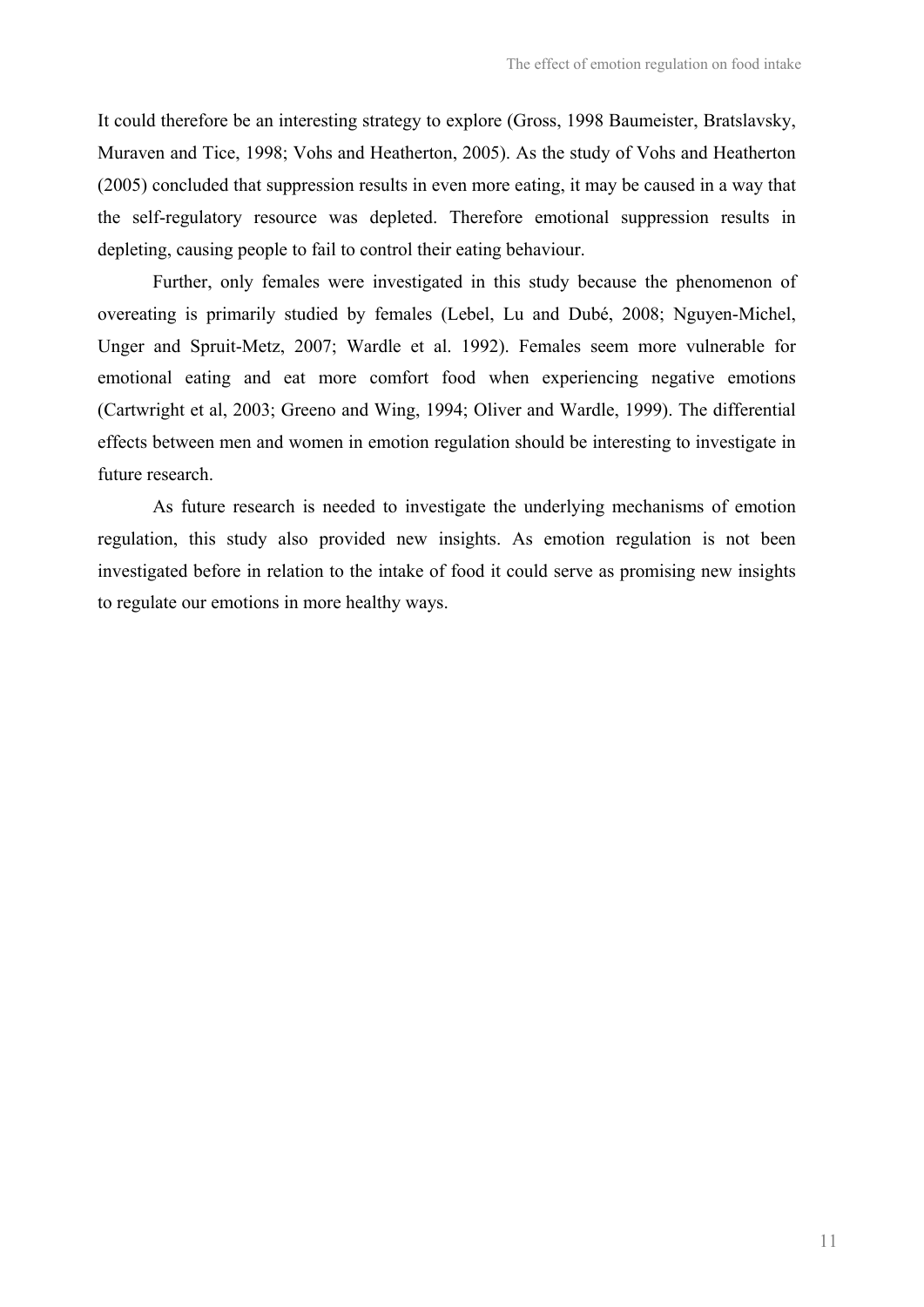It could therefore be an interesting strategy to explore (Gross, 1998 Baumeister, Bratslavsky, Muraven and Tice, 1998; Vohs and Heatherton, 2005). As the study of Vohs and Heatherton (2005) concluded that suppression results in even more eating, it may be caused in a way that the self-regulatory resource was depleted. Therefore emotional suppression results in depleting, causing people to fail to control their eating behaviour.

Further, only females were investigated in this study because the phenomenon of overeating is primarily studied by females (Lebel, Lu and Dubé, 2008; Nguyen-Michel, Unger and Spruit-Metz, 2007; Wardle et al. 1992). Females seem more vulnerable for emotional eating and eat more comfort food when experiencing negative emotions (Cartwright et al, 2003; Greeno and Wing, 1994; Oliver and Wardle, 1999). The differential effects between men and women in emotion regulation should be interesting to investigate in future research.

As future research is needed to investigate the underlying mechanisms of emotion regulation, this study also provided new insights. As emotion regulation is not been investigated before in relation to the intake of food it could serve as promising new insights to regulate our emotions in more healthy ways.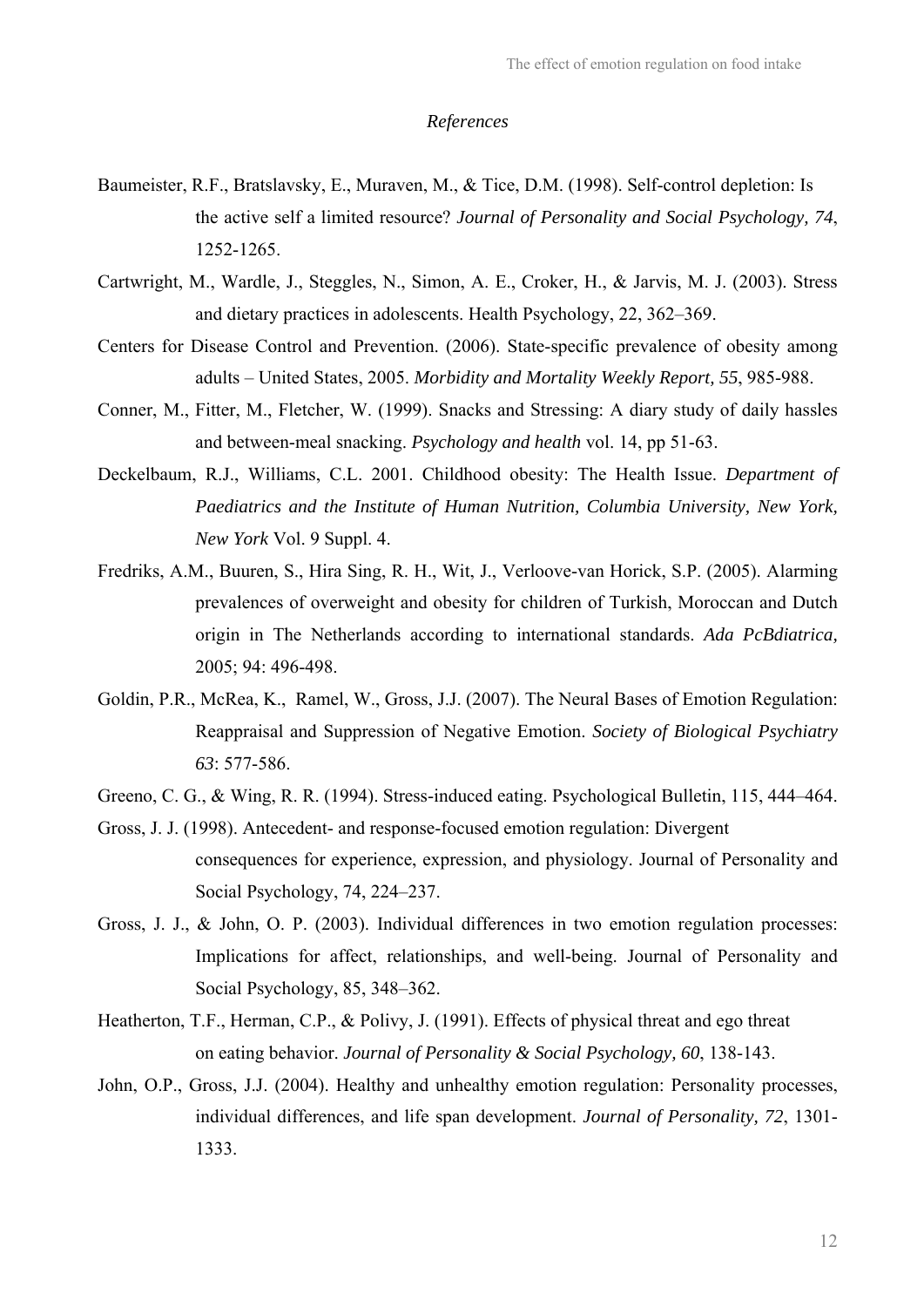## *References*

Baumeister, R.F., Bratslavsky, E., Muraven, M., & Tice, D.M. (1998). Self-control depletion: Is the active self a limited resource? *Journal of Personality and Social Psychology, 74*, 1252-1265.

Cartwright, M., Wardle, J., Steggles, N., Simon, A. E., Croker, H., & Jarvis, M. J. (2003). Stress and dietary practices in adolescents. Health Psychology, 22, 362–369.

Centers for Disease Control and Prevention. (2006). State-specific prevalence of obesity among adults – United States, 2005. *Morbidity and Mortality Weekly Report, 55*, 985-988.

Conner, M., Fitter, M., Fletcher, W. (1999). Snacks and Stressing: A diary study of daily hassles and between-meal snacking. *Psychology and health* vol. 14, pp 51-63.

Deckelbaum, R.J., Williams, C.L. 2001. Childhood obesity: The Health Issue. *Department of Paediatrics and the Institute of Human Nutrition, Columbia University, New York, New York* Vol. 9 Suppl. 4.

Fredriks, A.M., Buuren, S., Hira Sing, R. H., Wit, J., Verloove-van Horick, S.P. (2005). Alarming prevalences of overweight and obesity for children of Turkish, Moroccan and Dutch origin in The Netherlands according to international standards. *Ada PcBdiatrica,* 2005; 94: 496-498.

Goldin, P.R., McRea, K., Ramel, W., Gross, J.J. (2007). The Neural Bases of Emotion Regulation: Reappraisal and Suppression of Negative Emotion. *Society of Biological Psychiatry 63*: 577-586.

Greeno, C. G., & Wing, R. R. (1994). Stress-induced eating. Psychological Bulletin, 115, 444–464.

Gross, J. J. (1998). Antecedent- and response-focused emotion regulation: Divergent consequences for experience, expression, and physiology. Journal of Personality and Social Psychology, 74, 224–237.

Gross, J. J., & John, O. P. (2003). Individual differences in two emotion regulation processes: Implications for affect, relationships, and well-being. Journal of Personality and Social Psychology, 85, 348–362.

Heatherton, T.F., Herman, C.P., & Polivy, J. (1991). Effects of physical threat and ego threat on eating behavior. *Journal of Personality & Social Psychology, 60*, 138-143.

John, O.P., Gross, J.J. (2004). Healthy and unhealthy emotion regulation: Personality processes, individual differences, and life span development. *Journal of Personality, 72*, 1301-1333.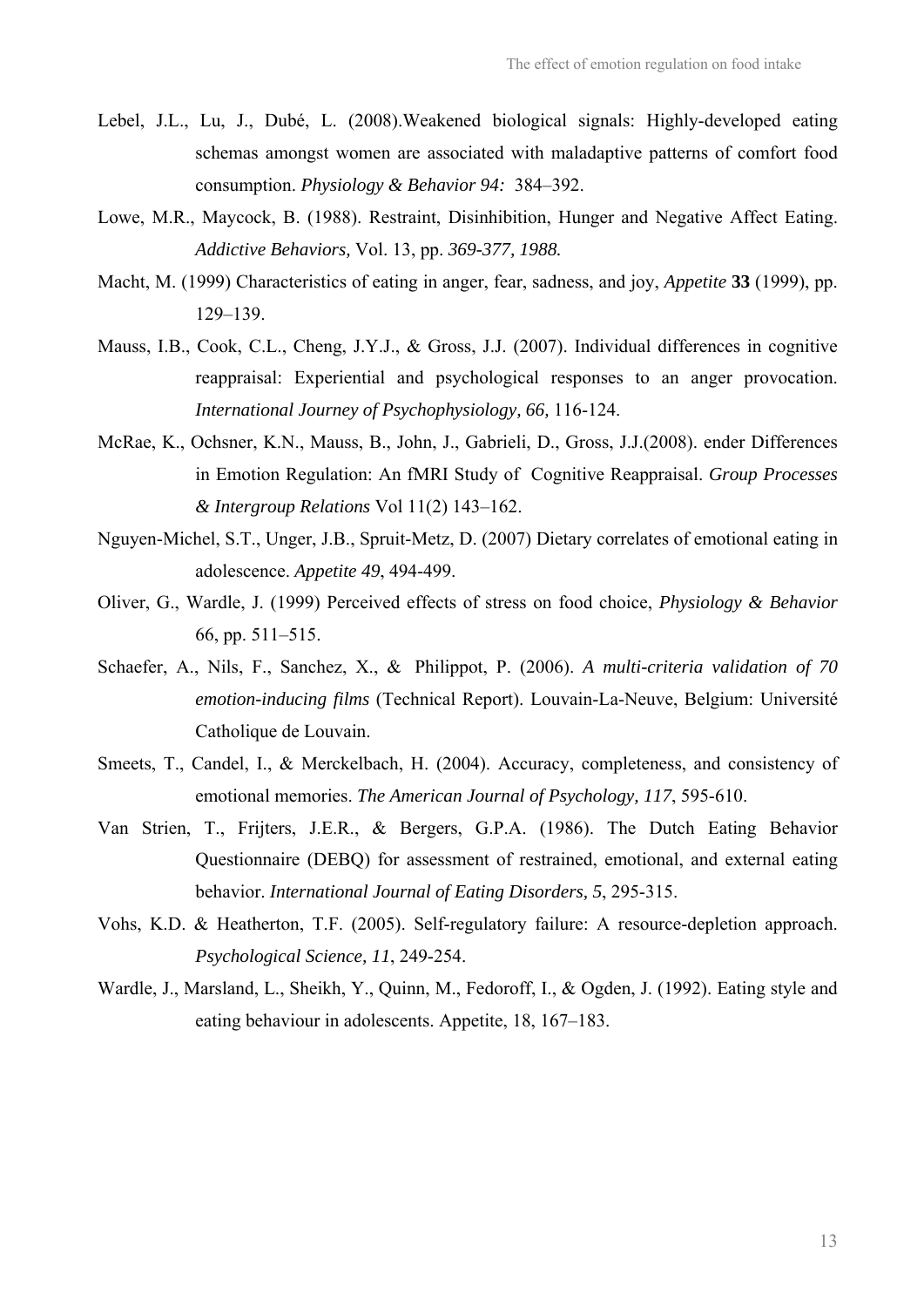Lebel, J.L., Lu, J., Dubé, L. (2008).Weakened biological signals: Highly-developed eating schemas amongst women are associated with maladaptive patterns of comfort food consumption. *Physiology & Behavior 94:* 384–392.

Lowe, M.R., Maycock, B. (1988). Restraint, Disinhibition, Hunger and Negative Affect Eating. *Addictive Behaviors,* Vol. 13, pp. *369-377, 1988.*

Macht, M. (1999) Characteristics of eating in anger, fear, sadness, and joy, *Appetite* **33** (1999), pp. 129–139.

Mauss, I.B., Cook, C.L., Cheng, J.Y.J., & Gross, J.J. (2007). Individual differences in cognitive reappraisal: Experiential and psychological responses to an anger provocation. *International Journey of Psychophysiology, 66,* 116-124.

McRae, K., Ochsner, K.N., Mauss, B., John, J., Gabrieli, D., Gross, J.J.(2008). ender Differences in Emotion Regulation: An fMRI Study of Cognitive Reappraisal. *Group Processes & Intergroup Relations* Vol 11(2) 143–162.

Nguyen-Michel, S.T., Unger, J.B., Spruit-Metz, D. (2007) Dietary correlates of emotional eating in adolescence. *Appetite 49*, 494-499.

Oliver, G., Wardle, J. (1999) Perceived effects of stress on food choice, *Physiology & Behavior* 66, pp. 511–515.

Schaefer, A., Nils, F., Sanchez, X., & Philippot, P. (2006). *A multi-criteria validation of 70 emotion-inducing films* (Technical Report). Louvain-La-Neuve, Belgium: Université Catholique de Louvain.

Smeets, T., Candel, I., & Merckelbach, H. (2004). Accuracy, completeness, and consistency of emotional memories. *The American Journal of Psychology, 117*, 595-610.

Van Strien, T., Frijters, J.E.R., & Bergers, G.P.A. (1986). The Dutch Eating Behavior Questionnaire (DEBQ) for assessment of restrained, emotional, and external eating behavior. *International Journal of Eating Disorders, 5*, 295-315.

Vohs, K.D. & Heatherton, T.F. (2005). Self-regulatory failure: A resource-depletion approach. *Psychological Science, 11*, 249-254.

Wardle, J., Marsland, L., Sheikh, Y., Quinn, M., Fedoroff, I., & Ogden, J. (1992). Eating style and eating behaviour in adolescents. Appetite, 18, 167–183.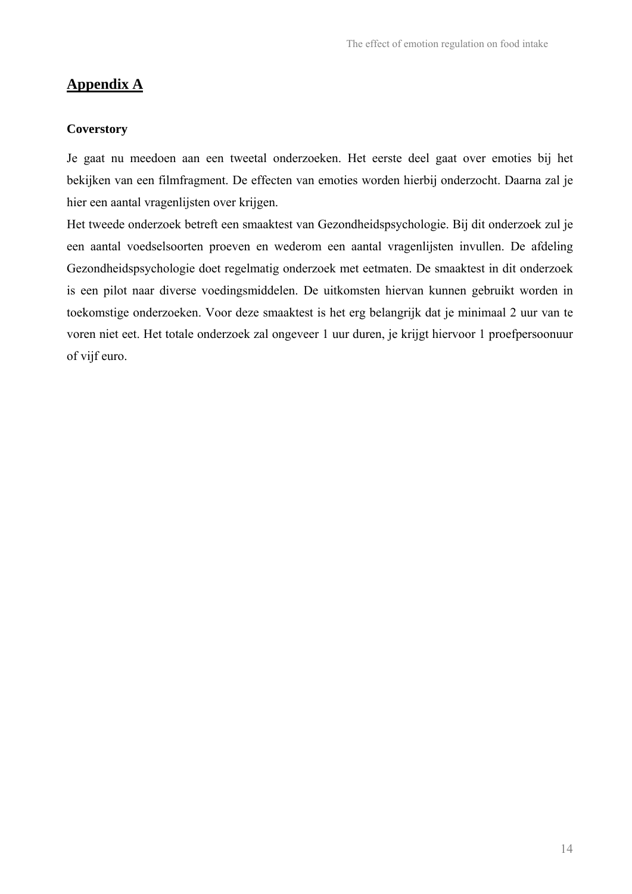# Appendix A

### Coverstory

Je gaat nu meedoen aan een tweetal onderzoeken. Het eerste deel gaat over emoties bij het bekijken van een filmfragment. De effecten van emoties worden hierbij onderzocht. Daarna zal je hier een aantal vragenlijsten over krijgen.

Het tweede onderzoek betreft een smaaktest van Gezondheidspsychologie. Bij dit onderzoek zul je een aantal voedselsoorten proeven en wederom een aantal vragenlijsten invullen. De afdeling Gezondheidspsychologie doet regelmatig onderzoek met eetmaten. De smaaktest in dit onderzoek is een pilot naar diverse voedingsmiddelen. De uitkomsten hiervan kunnen gebruikt worden in toekomstige onderzoeken. Voor deze smaaktest is het erg belangrijk dat je minimaal 2 uur van te voren niet eet. Het totale onderzoek zal ongeveer 1 uur duren, je krijgt hiervoor 1 proefpersoonuur of vijf euro.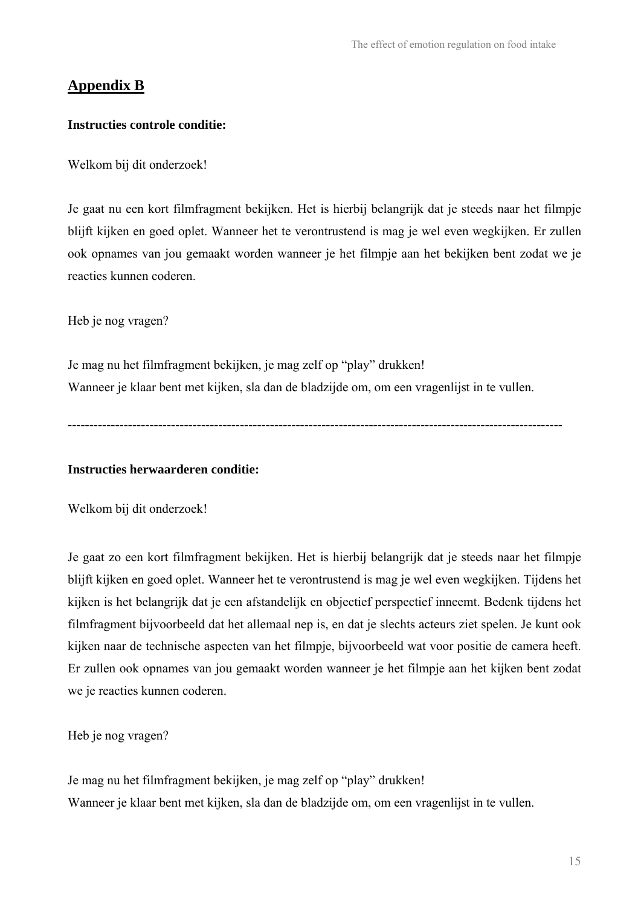## Appendix B

**Instructies controle conditie:**

Welkom bij dit onderzoek!

Je gaat nu een kort filmfragment bekijken. Het is hierbij belangrijk dat je steeds naar het filmpje blijft kijken en goed oplet. Wanneer het te verontrustend is mag je wel even wegkijken. Er zullen ook opnames van jou gemaakt worden wanneer je het filmpje aan het bekijken bent zodat we je reacties kunnen coderen.

Heb je nog vragen?

Je mag nu het filmfragment bekijken, je mag zelf op "play" drukken!
Wanneer je klaar bent met kijken, sla dan de bladzijde om, om een vragenlijst in te vullen.

---

**Instructies herwaarderen conditie:**

Welkom bij dit onderzoek!

Je gaat zo een kort filmfragment bekijken. Het is hierbij belangrijk dat je steeds naar het filmpje blijft kijken en goed oplet. Wanneer het te verontrustend is mag je wel even wegkijken. Tijdens het kijken is het belangrijk dat je een afstandelijk en objectief perspectief inneemt. Bedenk tijdens het filmfragment bijvoorbeeld dat het allemaal nep is, en dat je slechts acteurs ziet spelen. Je kunt ook kijken naar de technische aspecten van het filmpje, bijvoorbeeld wat voor positie de camera heeft. Er zullen ook opnames van jou gemaakt worden wanneer je het filmpje aan het kijken bent zodat we je reacties kunnen coderen.

Heb je nog vragen?

Je mag nu het filmfragment bekijken, je mag zelf op "play" drukken!
Wanneer je klaar bent met kijken, sla dan de bladzijde om, om een vragenlijst in te vullen.